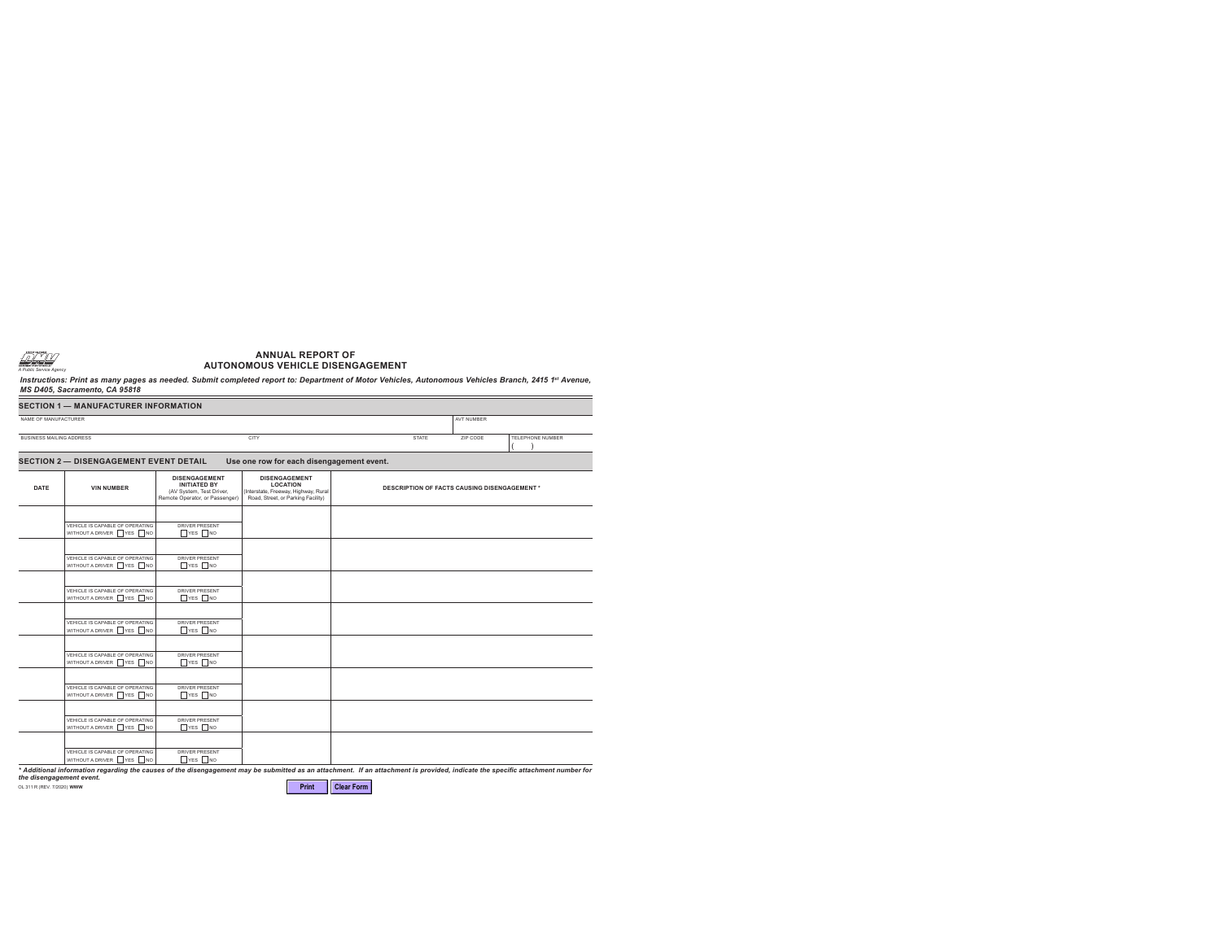STATE OF CALIFORNIA
DEPARTMENT OF MOTOR VEHICLES
A Public Service Agency

# ANNUAL REPORT OF AUTONOMOUS VEHICLE DISENGAGEMENT

***Instructions:*** *Print as many pages as needed. Submit completed report to: Department of Motor Vehicles, Autonomous Vehicles Branch, 2415 1st Avenue, MS D405, Sacramento, CA 95818*

## SECTION 1 — MANUFACTURER INFORMATION

| NAME OF MANUFACTURER | | | | AVT NUMBER |
|---|---|---|---|---|
| | | | | |
| BUSINESS MAILING ADDRESS | CITY | STATE | ZIP CODE | TELEPHONE NUMBER |
| | | | | ( ) |

## SECTION 2 — DISENGAGEMENT EVENT DETAIL

**Use one row for each disengagement event.**

| DATE | VIN NUMBER | DISENGAGEMENT INITIATED BY (AV System, Test Driver, Remote Operator, or Passenger) | DISENGAGEMENT LOCATION (Interstate, Freeway, Highway, Rural Road, Street, or Parking Facility) | DESCRIPTION OF FACTS CAUSING DISENGAGEMENT * |
|---|---|---|---|---|
| | VEHICLE IS CAPABLE OF OPERATING WITHOUT A DRIVER ☐ YES ☐ NO | DRIVER PRESENT ☐ YES ☐ NO | | |
| | VEHICLE IS CAPABLE OF OPERATING WITHOUT A DRIVER ☐ YES ☐ NO | DRIVER PRESENT ☐ YES ☐ NO | | |
| | VEHICLE IS CAPABLE OF OPERATING WITHOUT A DRIVER ☐ YES ☐ NO | DRIVER PRESENT ☐ YES ☐ NO | | |
| | VEHICLE IS CAPABLE OF OPERATING WITHOUT A DRIVER ☐ YES ☐ NO | DRIVER PRESENT ☐ YES ☐ NO | | |
| | VEHICLE IS CAPABLE OF OPERATING WITHOUT A DRIVER ☐ YES ☐ NO | DRIVER PRESENT ☐ YES ☐ NO | | |
| | VEHICLE IS CAPABLE OF OPERATING WITHOUT A DRIVER ☐ YES ☐ NO | DRIVER PRESENT ☐ YES ☐ NO | | |
| | VEHICLE IS CAPABLE OF OPERATING WITHOUT A DRIVER ☐ YES ☐ NO | DRIVER PRESENT ☐ YES ☐ NO | | |
| | VEHICLE IS CAPABLE OF OPERATING WITHOUT A DRIVER ☐ YES ☐ NO | DRIVER PRESENT ☐ YES ☐ NO | | |

*\* Additional information regarding the causes of the disengagement may be submitted as an attachment. If an attachment is provided, indicate the specific attachment number for the disengagement event.*

OL 311 R (REV. 7/2020) WWW

Print Clear Form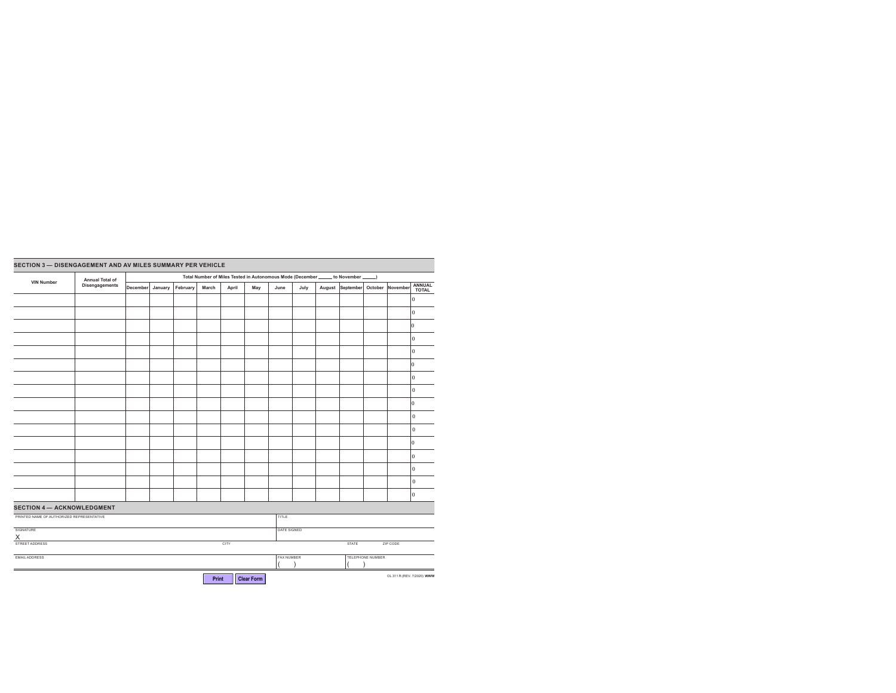## SECTION 3 — DISENGAGEMENT AND AV MILES SUMMARY PER VEHICLE

| VIN Number | Annual Total of Disengagements | Total Number of Miles Tested in Autonomous Mode (December _____ to November _____) | | | | | | | | | | | | |
|---|---|---|---|---|---|---|---|---|---|---|---|---|---|---|
| | | December | January | February | March | April | May | June | July | August | September | October | November | ANNUAL TOTAL |
| | | | | | | | | | | | | | | 0 |
| | | | | | | | | | | | | | | 0 |
| | | | | | | | | | | | | | | 0 |
| | | | | | | | | | | | | | | 0 |
| | | | | | | | | | | | | | | 0 |
| | | | | | | | | | | | | | | 0 |
| | | | | | | | | | | | | | | 0 |
| | | | | | | | | | | | | | | 0 |
| | | | | | | | | | | | | | | 0 |
| | | | | | | | | | | | | | | 0 |
| | | | | | | | | | | | | | | 0 |
| | | | | | | | | | | | | | | 0 |
| | | | | | | | | | | | | | | 0 |
| | | | | | | | | | | | | | | 0 |
| | | | | | | | | | | | | | | 0 |
| | | | | | | | | | | | | | | 0 |

## SECTION 4 — ACKNOWLEDGMENT

| | | | |
|---|---|---|---|
| PRINTED NAME OF AUTHORIZED REPRESENTATIVE | | TITLE | |
| SIGNATURE<br>X | | DATE SIGNED | |
| STREET ADDRESS | CITY | STATE | ZIP CODE |
| EMAIL ADDRESS | | FAX NUMBER<br>( ) | TELEPHONE NUMBER<br>( ) |

Print Clear Form

OL 311 R (REV. 7/2020) WWW